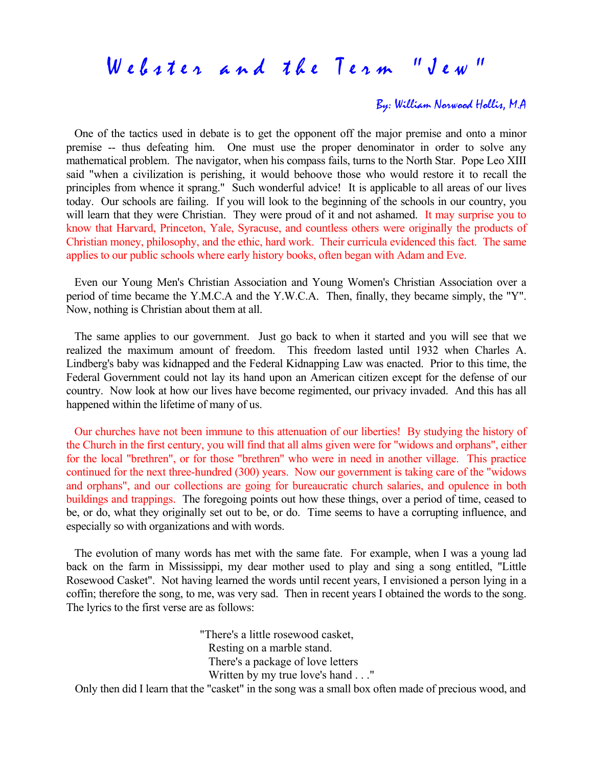# Webster and the Term "Jew"

*By: William Norwood Hollis, M.A*

One of the tactics used in debate is to get the opponent off the major premise and onto a minor premise -- thus defeating him. One must use the proper denominator in order to solve any mathematical problem. The navigator, when his compass fails, turns to the North Star. Pope Leo XIII said "when a civilization is perishing, it would behoove those who would restore it to recall the principles from whence it sprang." Such wonderful advice! It is applicable to all areas of our lives today. Our schools are failing. If you will look to the beginning of the schools in our country, you will learn that they were Christian. They were proud of it and not ashamed. It may surprise you to know that Harvard, Princeton, Yale, Syracuse, and countless others were originally the products of Christian money, philosophy, and the ethic, hard work. Their curricula evidenced this fact. The same applies to our public schools where early history books, often began with Adam and Eve.

Even our Young Men's Christian Association and Young Women's Christian Association over a period of time became the Y.M.C.A and the Y.W.C.A. Then, finally, they became simply, the "Y". Now, nothing is Christian about them at all.

The same applies to our government. Just go back to when it started and you will see that we realized the maximum amount of freedom. This freedom lasted until 1932 when Charles A. Lindberg's baby was kidnapped and the Federal Kidnapping Law was enacted. Prior to this time, the Federal Government could not lay its hand upon an American citizen except for the defense of our country. Now look at how our lives have become regimented, our privacy invaded. And this has all happened within the lifetime of many of us.

Our churches have not been immune to this attenuation of our liberties! By studying the history of the Church in the first century, you will find that all alms given were for "widows and orphans", either for the local "brethren", or for those "brethren" who were in need in another village. This practice continued for the next three-hundred (300) years. Now our government is taking care of the "widows and orphans", and our collections are going for bureaucratic church salaries, and opulence in both buildings and trappings. The foregoing points out how these things, over a period of time, ceased to be, or do, what they originally set out to be, or do. Time seems to have a corrupting influence, and especially so with organizations and with words.

The evolution of many words has met with the same fate. For example, when I was a young lad back on the farm in Mississippi, my dear mother used to play and sing a song entitled, "Little Rosewood Casket". Not having learned the words until recent years, I envisioned a person lying in a coffin; therefore the song, to me, was very sad. Then in recent years I obtained the words to the song. The lyrics to the first verse are as follows:

> "There's a little rosewood casket,
> Resting on a marble stand.
> There's a package of love letters
> Written by my true love's hand . . ."

Only then did I learn that the "casket" in the song was a small box often made of precious wood, and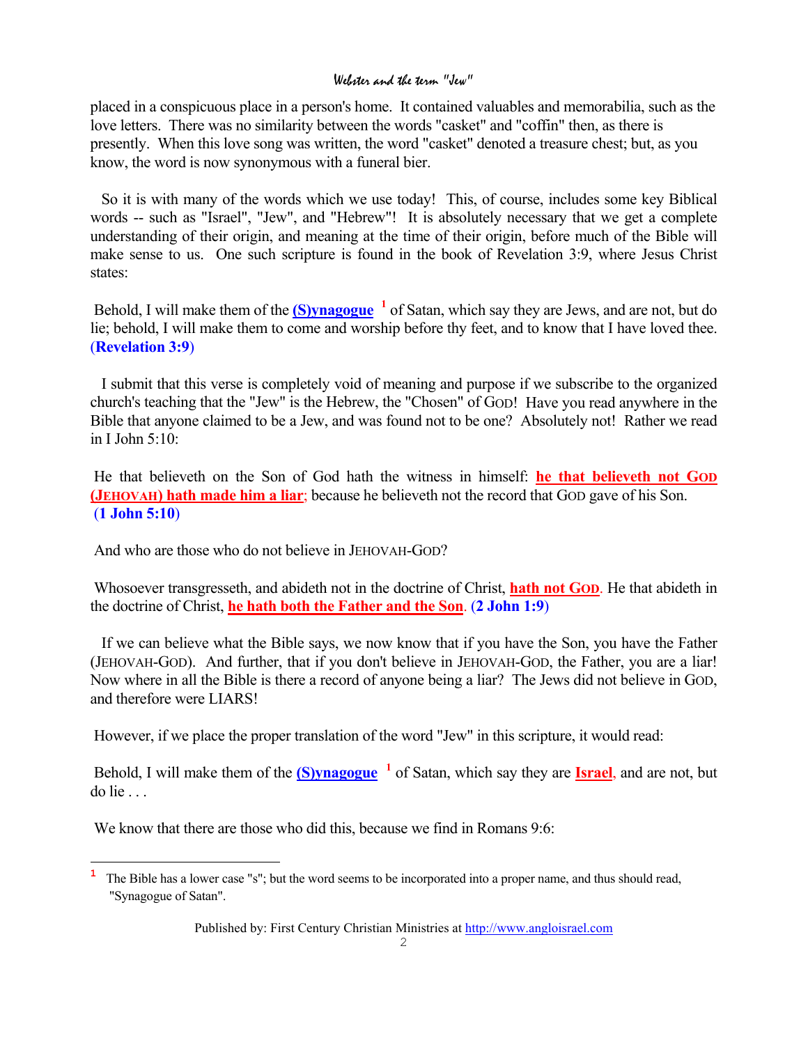placed in a conspicuous place in a person's home. It contained valuables and memorabilia, such as the love letters. There was no similarity between the words "casket" and "coffin" then, as there is presently. When this love song was written, the word "casket" denoted a treasure chest; but, as you know, the word is now synonymous with a funeral bier.

So it is with many of the words which we use today! This, of course, includes some key Biblical words -- such as "Israel", "Jew", and "Hebrew"! It is absolutely necessary that we get a complete understanding of their origin, and meaning at the time of their origin, before much of the Bible will make sense to us. One such scripture is found in the book of Revelation 3:9, where Jesus Christ states:

Behold, I will make them of the **(S)ynagogue** [1] of Satan, which say they are Jews, and are not, but do lie; behold, I will make them to come and worship before thy feet, and to know that I have loved thee. (**Revelation 3:9**)

I submit that this verse is completely void of meaning and purpose if we subscribe to the organized church's teaching that the "Jew" is the Hebrew, the "Chosen" of GOD! Have you read anywhere in the Bible that anyone claimed to be a Jew, and was found not to be one? Absolutely not! Rather we read in I John 5:10:

He that believeth on the Son of God hath the witness in himself: **he that believeth not GOD (JEHOVAH) hath made him a liar**; because he believeth not the record that GOD gave of his Son. (**1 John 5:10**)

And who are those who do not believe in JEHOVAH-GOD?

Whosoever transgresseth, and abideth not in the doctrine of Christ, **hath not GOD**. He that abideth in the doctrine of Christ, **he hath both the Father and the Son**. (**2 John 1:9**)

If we can believe what the Bible says, we now know that if you have the Son, you have the Father (JEHOVAH-GOD). And further, that if you don't believe in JEHOVAH-GOD, the Father, you are a liar! Now where in all the Bible is there a record of anyone being a liar? The Jews did not believe in GOD, and therefore were LIARS!

However, if we place the proper translation of the word "Jew" in this scripture, it would read:

Behold, I will make them of the **(S)ynagogue** [1] of Satan, which say they are **Israel**, and are not, but do lie . . .

We know that there are those who did this, because we find in Romans 9:6:

---

[1] The Bible has a lower case "s"; but the word seems to be incorporated into a proper name, and thus should read, "Synagogue of Satan".

Published by: First Century Christian Ministries at http://www.angloisrael.com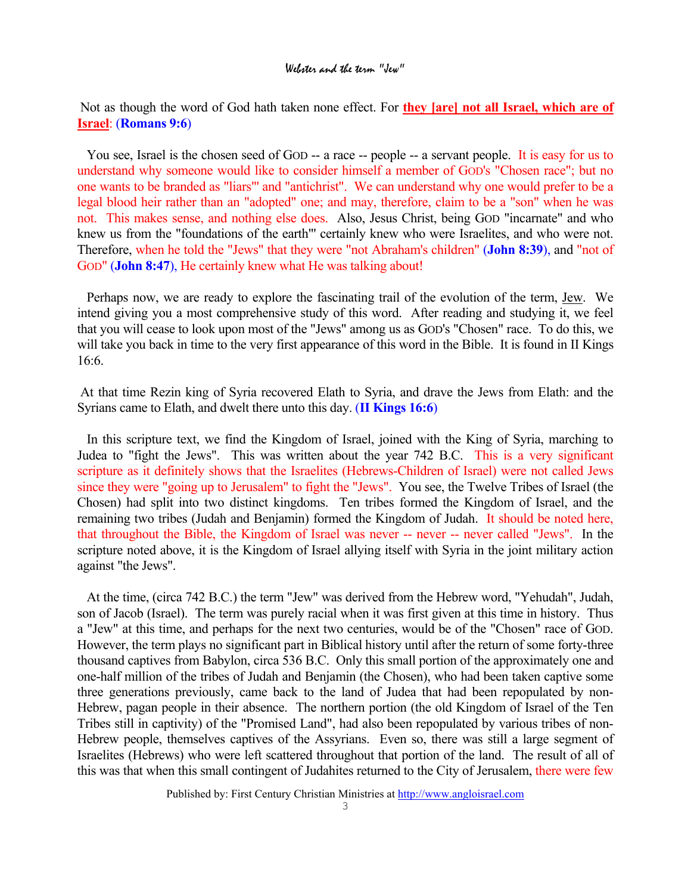Not as though the word of God hath taken none effect. For **they [are] not all Israel, which are of Israel**: (**Romans 9:6**)

You see, Israel is the chosen seed of GOD -- a race -- people -- a servant people. It is easy for us to understand why someone would like to consider himself a member of GOD's "Chosen race"; but no one wants to be branded as "liars"' and "antichrist". We can understand why one would prefer to be a legal blood heir rather than an "adopted" one; and may, therefore, claim to be a "son" when he was not. This makes sense, and nothing else does. Also, Jesus Christ, being GOD "incarnate" and who knew us from the "foundations of the earth"' certainly knew who were Israelites, and who were not. Therefore, when he told the "Jews" that they were "not Abraham's children" (**John 8:39**), and "not of GOD" (**John 8:47**), He certainly knew what He was talking about!

Perhaps now, we are ready to explore the fascinating trail of the evolution of the term, Jew. We intend giving you a most comprehensive study of this word. After reading and studying it, we feel that you will cease to look upon most of the "Jews" among us as GOD's "Chosen" race. To do this, we will take you back in time to the very first appearance of this word in the Bible. It is found in II Kings 16:6.

At that time Rezin king of Syria recovered Elath to Syria, and drave the Jews from Elath: and the Syrians came to Elath, and dwelt there unto this day. (**II Kings 16:6**)

In this scripture text, we find the Kingdom of Israel, joined with the King of Syria, marching to Judea to "fight the Jews". This was written about the year 742 B.C. This is a very significant scripture as it definitely shows that the Israelites (Hebrews-Children of Israel) were not called Jews since they were "going up to Jerusalem" to fight the "Jews". You see, the Twelve Tribes of Israel (the Chosen) had split into two distinct kingdoms. Ten tribes formed the Kingdom of Israel, and the remaining two tribes (Judah and Benjamin) formed the Kingdom of Judah. It should be noted here, that throughout the Bible, the Kingdom of Israel was never -- never -- never called "Jews". In the scripture noted above, it is the Kingdom of Israel allying itself with Syria in the joint military action against "the Jews".

At the time, (circa 742 B.C.) the term "Jew" was derived from the Hebrew word, "Yehudah", Judah, son of Jacob (Israel). The term was purely racial when it was first given at this time in history. Thus a "Jew" at this time, and perhaps for the next two centuries, would be of the "Chosen" race of GOD. However, the term plays no significant part in Biblical history until after the return of some forty-three thousand captives from Babylon, circa 536 B.C. Only this small portion of the approximately one and one-half million of the tribes of Judah and Benjamin (the Chosen), who had been taken captive some three generations previously, came back to the land of Judea that had been repopulated by non-Hebrew, pagan people in their absence. The northern portion (the old Kingdom of Israel of the Ten Tribes still in captivity) of the "Promised Land", had also been repopulated by various tribes of non-Hebrew people, themselves captives of the Assyrians. Even so, there was still a large segment of Israelites (Hebrews) who were left scattered throughout that portion of the land. The result of all of this was that when this small contingent of Judahites returned to the City of Jerusalem, there were few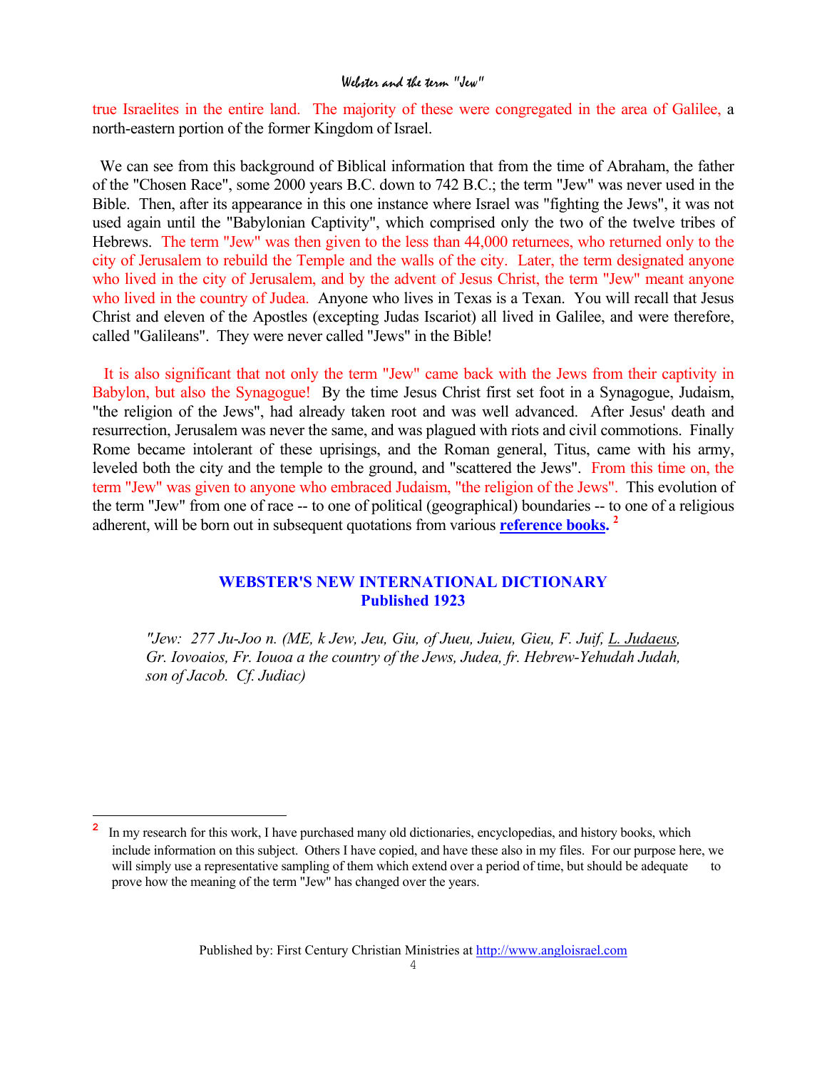true Israelites in the entire land. The majority of these were congregated in the area of Galilee, a north-eastern portion of the former Kingdom of Israel.

We can see from this background of Biblical information that from the time of Abraham, the father of the "Chosen Race", some 2000 years B.C. down to 742 B.C.; the term "Jew" was never used in the Bible. Then, after its appearance in this one instance where Israel was "fighting the Jews", it was not used again until the "Babylonian Captivity", which comprised only the two of the twelve tribes of Hebrews. The term "Jew" was then given to the less than 44,000 returnees, who returned only to the city of Jerusalem to rebuild the Temple and the walls of the city. Later, the term designated anyone who lived in the city of Jerusalem, and by the advent of Jesus Christ, the term "Jew" meant anyone who lived in the country of Judea. Anyone who lives in Texas is a Texan. You will recall that Jesus Christ and eleven of the Apostles (excepting Judas Iscariot) all lived in Galilee, and were therefore, called "Galileans". They were never called "Jews" in the Bible!

It is also significant that not only the term "Jew" came back with the Jews from their captivity in Babylon, but also the Synagogue! By the time Jesus Christ first set foot in a Synagogue, Judaism, "the religion of the Jews", had already taken root and was well advanced. After Jesus' death and resurrection, Jerusalem was never the same, and was plagued with riots and civil commotions. Finally Rome became intolerant of these uprisings, and the Roman general, Titus, came with his army, leveled both the city and the temple to the ground, and "scattered the Jews". From this time on, the term "Jew" was given to anyone who embraced Judaism, "the religion of the Jews". This evolution of the term "Jew" from one of race -- to one of political (geographical) boundaries -- to one of a religious adherent, will be born out in subsequent quotations from various **reference books.**[2]

## WEBSTER'S NEW INTERNATIONAL DICTIONARY
## Published 1923

*"Jew: 277 Ju-Joo n. (ME, k Jew, Jeu, Giu, of Jueu, Juieu, Gieu, F. Juif, L. Judaeus, Gr. Iovoaios, Fr. Iouoa a the country of the Jews, Judea, fr. Hebrew-Yehudah Judah, son of Jacob. Cf. Judiac)*

---

[2] In my research for this work, I have purchased many old dictionaries, encyclopedias, and history books, which include information on this subject. Others I have copied, and have these also in my files. For our purpose here, we will simply use a representative sampling of them which extend over a period of time, but should be adequate to prove how the meaning of the term "Jew" has changed over the years.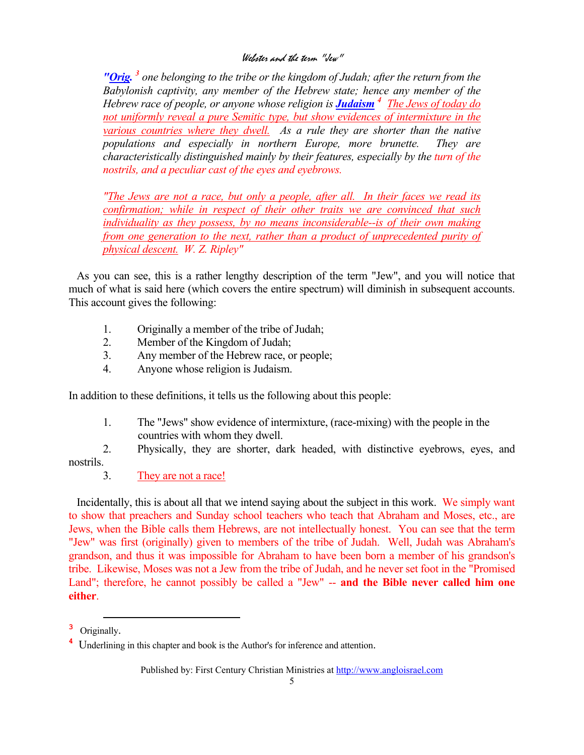*"**Orig.** [3] one belonging to the tribe or the kingdom of Judah; after the return from the Babylonish captivity, any member of the Hebrew state; hence any member of the Hebrew race of people, or anyone whose religion is **Judaism** [4] The Jews of today do not uniformly reveal a pure Semitic type, but show evidences of intermixture in the various countries where they dwell. As a rule they are shorter than the native populations and especially in northern Europe, more brunette. They are characteristically distinguished mainly by their features, especially by the turn of the nostrils, and a peculiar cast of the eyes and eyebrows.*

*"The Jews are not a race, but only a people, after all. In their faces we read its confirmation; while in respect of their other traits we are convinced that such individuality as they possess, by no means inconsiderable--is of their own making from one generation to the next, rather than a product of unprecedented purity of physical descent. W. Z. Ripley"*

As you can see, this is a rather lengthy description of the term "Jew", and you will notice that much of what is said here (which covers the entire spectrum) will diminish in subsequent accounts. This account gives the following:

1. Originally a member of the tribe of Judah;
2. Member of the Kingdom of Judah;
3. Any member of the Hebrew race, or people;
4. Anyone whose religion is Judaism.

In addition to these definitions, it tells us the following about this people:

1. The "Jews" show evidence of intermixture, (race-mixing) with the people in the countries with whom they dwell.
2. Physically, they are shorter, dark headed, with distinctive eyebrows, eyes, and nostrils.
3. They are not a race!

Incidentally, this is about all that we intend saying about the subject in this work. We simply want to show that preachers and Sunday school teachers who teach that Abraham and Moses, etc., are Jews, when the Bible calls them Hebrews, are not intellectually honest. You can see that the term "Jew" was first (originally) given to members of the tribe of Judah. Well, Judah was Abraham's grandson, and thus it was impossible for Abraham to have been born a member of his grandson's tribe. Likewise, Moses was not a Jew from the tribe of Judah, and he never set foot in the "Promised Land"; therefore, he cannot possibly be called a "Jew" -- **and the Bible never called him one either**.

---

[3] Originally.

[4] Underlining in this chapter and book is the Author's for inference and attention.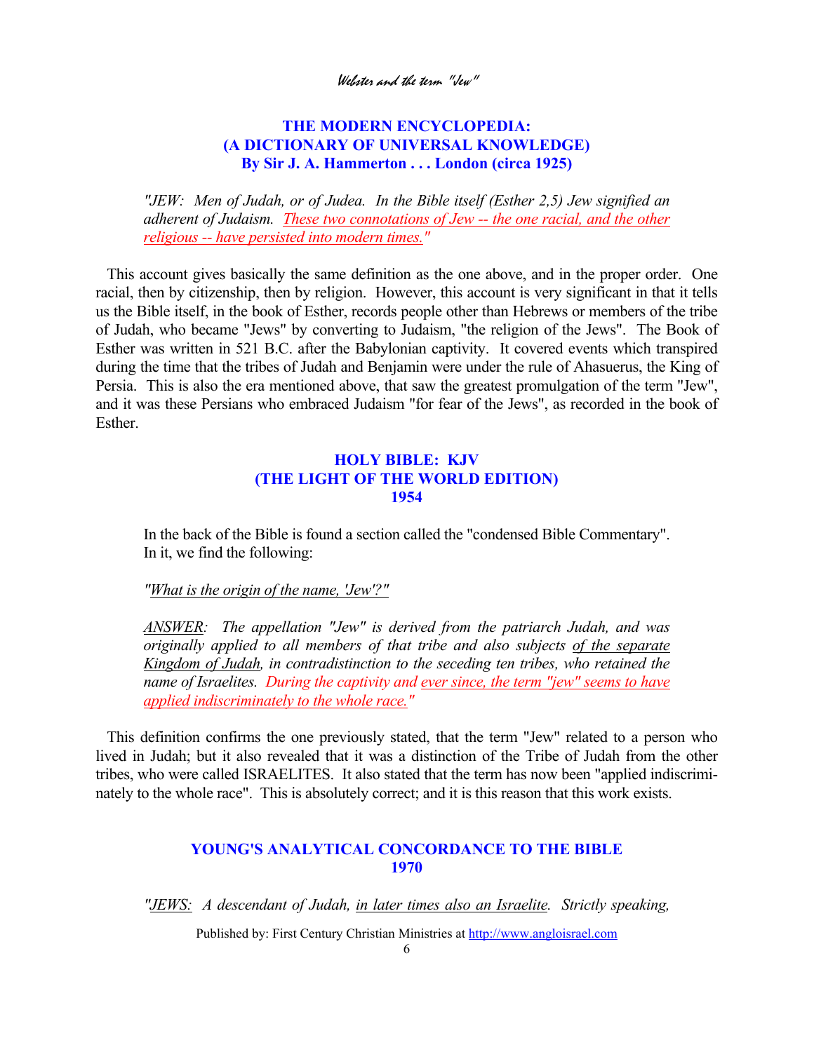### THE MODERN ENCYCLOPEDIA:
### (A DICTIONARY OF UNIVERSAL KNOWLEDGE)
### By Sir J. A. Hammerton . . . London (circa 1925)

> *"JEW: Men of Judah, or of Judea. In the Bible itself (Esther 2,5) Jew signified an adherent of Judaism. These two connotations of Jew -- the one racial, and the other religious -- have persisted into modern times."*

This account gives basically the same definition as the one above, and in the proper order. One racial, then by citizenship, then by religion. However, this account is very significant in that it tells us the Bible itself, in the book of Esther, records people other than Hebrews or members of the tribe of Judah, who became "Jews" by converting to Judaism, "the religion of the Jews". The Book of Esther was written in 521 B.C. after the Babylonian captivity. It covered events which transpired during the time that the tribes of Judah and Benjamin were under the rule of Ahasuerus, the King of Persia. This is also the era mentioned above, that saw the greatest promulgation of the term "Jew", and it was these Persians who embraced Judaism "for fear of the Jews", as recorded in the book of Esther.

### HOLY BIBLE: KJV
### (THE LIGHT OF THE WORLD EDITION)
### 1954

In the back of the Bible is found a section called the "condensed Bible Commentary". In it, we find the following:

> *"What is the origin of the name, 'Jew'?"*
>
> *ANSWER: The appellation "Jew" is derived from the patriarch Judah, and was originally applied to all members of that tribe and also subjects of the separate Kingdom of Judah, in contradistinction to the seceding ten tribes, who retained the name of Israelites. During the captivity and ever since, the term "jew" seems to have applied indiscriminately to the whole race."*

This definition confirms the one previously stated, that the term "Jew" related to a person who lived in Judah; but it also revealed that it was a distinction of the Tribe of Judah from the other tribes, who were called ISRAELITES. It also stated that the term has now been "applied indiscriminately to the whole race". This is absolutely correct; and it is this reason that this work exists.

### YOUNG'S ANALYTICAL CONCORDANCE TO THE BIBLE
### 1970

> *"JEWS: A descendant of Judah, in later times also an Israelite. Strictly speaking,*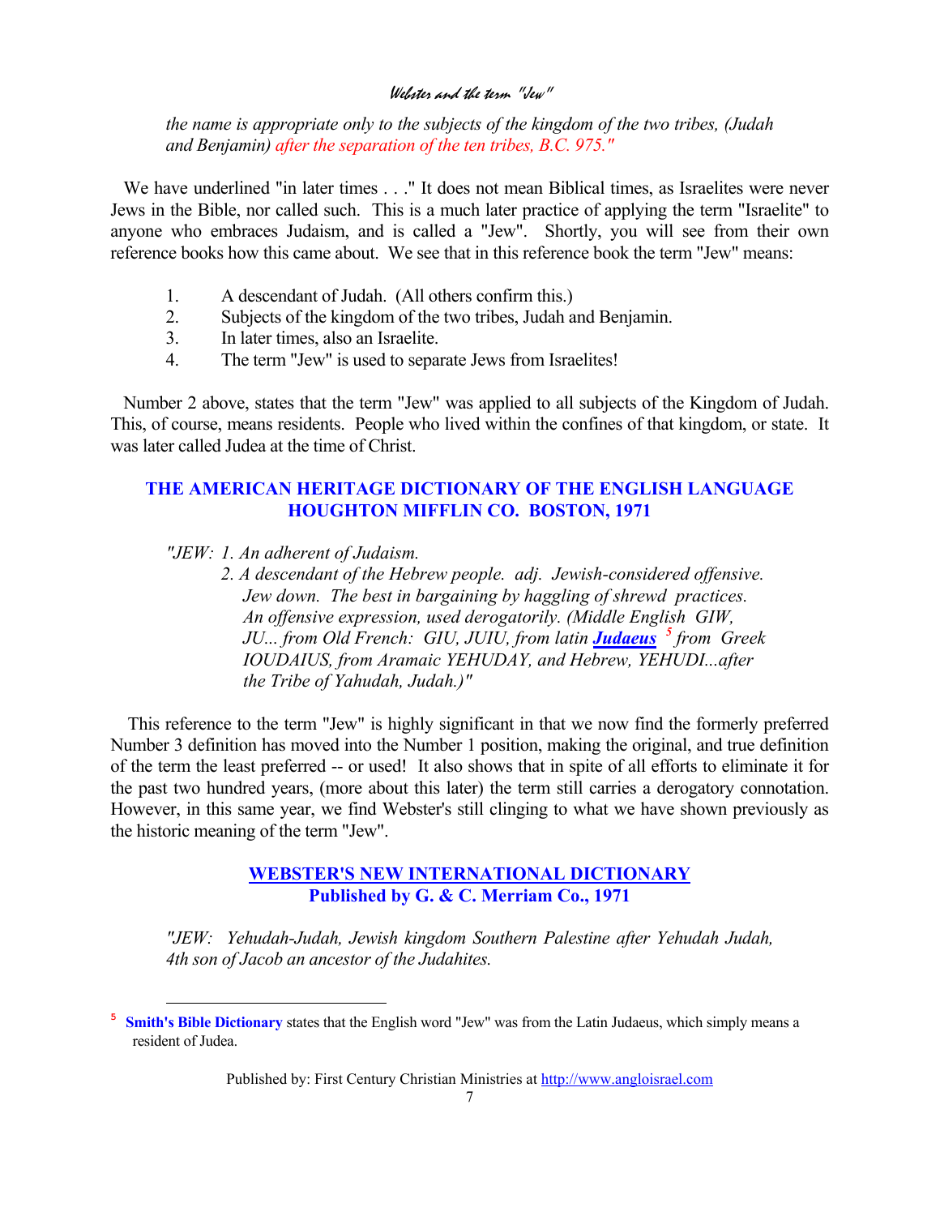*the name is appropriate only to the subjects of the kingdom of the two tribes, (Judah and Benjamin) after the separation of the ten tribes, B.C. 975."*

We have underlined "in later times . . ." It does not mean Biblical times, as Israelites were never Jews in the Bible, nor called such. This is a much later practice of applying the term "Israelite" to anyone who embraces Judaism, and is called a "Jew". Shortly, you will see from their own reference books how this came about. We see that in this reference book the term "Jew" means:

1. A descendant of Judah. (All others confirm this.)
2. Subjects of the kingdom of the two tribes, Judah and Benjamin.
3. In later times, also an Israelite.
4. The term "Jew" is used to separate Jews from Israelites!

Number 2 above, states that the term "Jew" was applied to all subjects of the Kingdom of Judah. This, of course, means residents. People who lived within the confines of that kingdom, or state. It was later called Judea at the time of Christ.

## THE AMERICAN HERITAGE DICTIONARY OF THE ENGLISH LANGUAGE HOUGHTON MIFFLIN CO. BOSTON, 1971

*"JEW: 1. An adherent of Judaism.*

*2. A descendant of the Hebrew people. adj. Jewish-considered offensive. Jew down. The best in bargaining by haggling of shrewd practices. An offensive expression, used derogatorily. (Middle English GIW, JU... from Old French: GIU, JUIU, from latin **Judaeus** [5] from Greek IOUDAIUS, from Aramaic YEHUDAY, and Hebrew, YEHUDI...after the Tribe of Yahudah, Judah.)"*

This reference to the term "Jew" is highly significant in that we now find the formerly preferred Number 3 definition has moved into the Number 1 position, making the original, and true definition of the term the least preferred -- or used! It also shows that in spite of all efforts to eliminate it for the past two hundred years, (more about this later) the term still carries a derogatory connotation. However, in this same year, we find Webster's still clinging to what we have shown previously as the historic meaning of the term "Jew".

## WEBSTER'S NEW INTERNATIONAL DICTIONARY Published by G. & C. Merriam Co., 1971

*"JEW: Yehudah-Judah, Jewish kingdom Southern Palestine after Yehudah Judah, 4th son of Jacob an ancestor of the Judahites.*

---

[5] **Smith's Bible Dictionary** states that the English word "Jew" was from the Latin Judaeus, which simply means a resident of Judea.

Published by: First Century Christian Ministries at http://www.angloisrael.com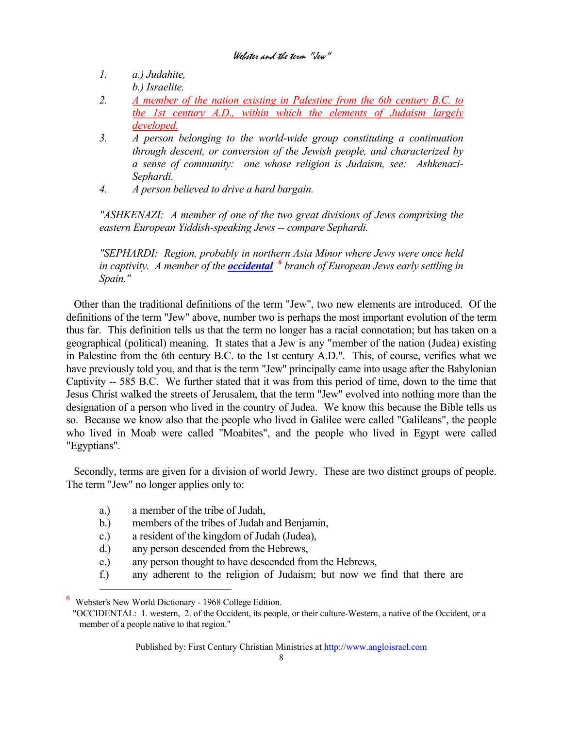*1. a.) Judahite,*
*b.) Israelite.*

*2. A member of the nation existing in Palestine from the 6th century B.C. to the 1st century A.D., within which the elements of Judaism largely developed.*

*3. A person belonging to the world-wide group constituting a continuation through descent, or conversion of the Jewish people, and characterized by a sense of community: one whose religion is Judaism, see: Ashkenazi-Sephardi.*

*4. A person believed to drive a hard bargain.*

*"ASHKENAZI: A member of one of the two great divisions of Jews comprising the eastern European Yiddish-speaking Jews -- compare Sephardi.*

*"SEPHARDI: Region, probably in northern Asia Minor where Jews were once held in captivity. A member of the **occidental** [6] branch of European Jews early settling in Spain."*

Other than the traditional definitions of the term "Jew", two new elements are introduced. Of the definitions of the term "Jew" above, number two is perhaps the most important evolution of the term thus far. This definition tells us that the term no longer has a racial connotation; but has taken on a geographical (political) meaning. It states that a Jew is any "member of the nation (Judea) existing in Palestine from the 6th century B.C. to the 1st century A.D.". This, of course, verifies what we have previously told you, and that is the term "Jew" principally came into usage after the Babylonian Captivity -- 585 B.C. We further stated that it was from this period of time, down to the time that Jesus Christ walked the streets of Jerusalem, that the term "Jew" evolved into nothing more than the designation of a person who lived in the country of Judea. We know this because the Bible tells us so. Because we know also that the people who lived in Galilee were called "Galileans", the people who lived in Moab were called "Moabites", and the people who lived in Egypt were called "Egyptians".

Secondly, terms are given for a division of world Jewry. These are two distinct groups of people. The term "Jew" no longer applies only to:

a.) a member of the tribe of Judah,
b.) members of the tribes of Judah and Benjamin,
c.) a resident of the kingdom of Judah (Judea),
d.) any person descended from the Hebrews,
e.) any person thought to have descended from the Hebrews,
f.) any adherent to the religion of Judaism; but now we find that there are

---

[6] Webster's New World Dictionary - 1968 College Edition.
"OCCIDENTAL: 1. western, 2. of the Occident, its people, or their culture-Western, a native of the Occident, or a member of a people native to that region."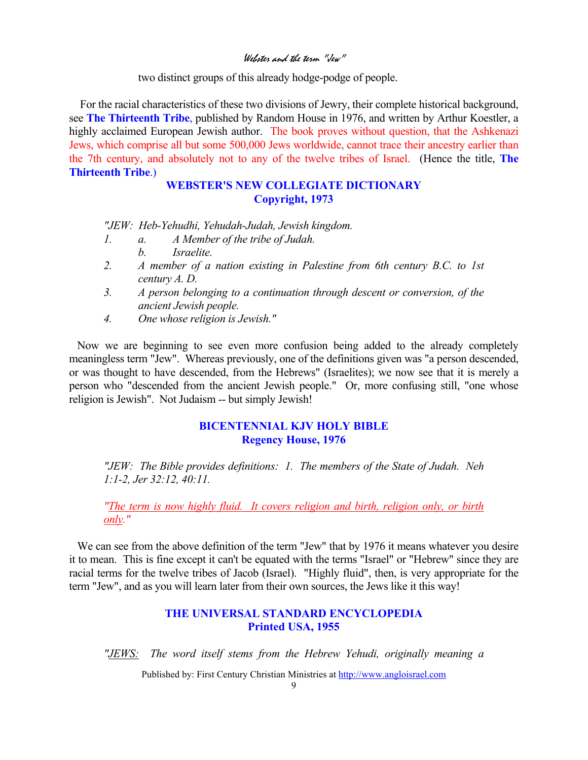two distinct groups of this already hodge-podge of people.

For the racial characteristics of these two divisions of Jewry, their complete historical background, see **The Thirteenth Tribe**, published by Random House in 1976, and written by Arthur Koestler, a highly acclaimed European Jewish author. The book proves without question, that the Ashkenazi Jews, which comprise all but some 500,000 Jews worldwide, cannot trace their ancestry earlier than the 7th century, and absolutely not to any of the twelve tribes of Israel. (Hence the title, **The Thirteenth Tribe**.)

### WEBSTER'S NEW COLLEGIATE DICTIONARY
### Copyright, 1973

*"JEW: Heb-Yehudhi, Yehudah-Judah, Jewish kingdom.*

*1. a. A Member of the tribe of Judah.*
*b. Israelite.*

*2. A member of a nation existing in Palestine from 6th century B.C. to 1st century A. D.*

*3. A person belonging to a continuation through descent or conversion, of the ancient Jewish people.*

*4. One whose religion is Jewish."*

Now we are beginning to see even more confusion being added to the already completely meaningless term "Jew". Whereas previously, one of the definitions given was "a person descended, or was thought to have descended, from the Hebrews" (Israelites); we now see that it is merely a person who "descended from the ancient Jewish people." Or, more confusing still, "one whose religion is Jewish". Not Judaism -- but simply Jewish!

### BICENTENNIAL KJV HOLY BIBLE
### Regency House, 1976

*"JEW: The Bible provides definitions: 1. The members of the State of Judah. Neh 1:1-2, Jer 32:12, 40:11.*

*"The term is now highly fluid. It covers religion and birth, religion only, or birth only."*

We can see from the above definition of the term "Jew" that by 1976 it means whatever you desire it to mean. This is fine except it can't be equated with the terms "Israel" or "Hebrew" since they are racial terms for the twelve tribes of Jacob (Israel). "Highly fluid", then, is very appropriate for the term "Jew", and as you will learn later from their own sources, the Jews like it this way!

### THE UNIVERSAL STANDARD ENCYCLOPEDIA
### Printed USA, 1955

*"JEWS: The word itself stems from the Hebrew Yehudi, originally meaning a*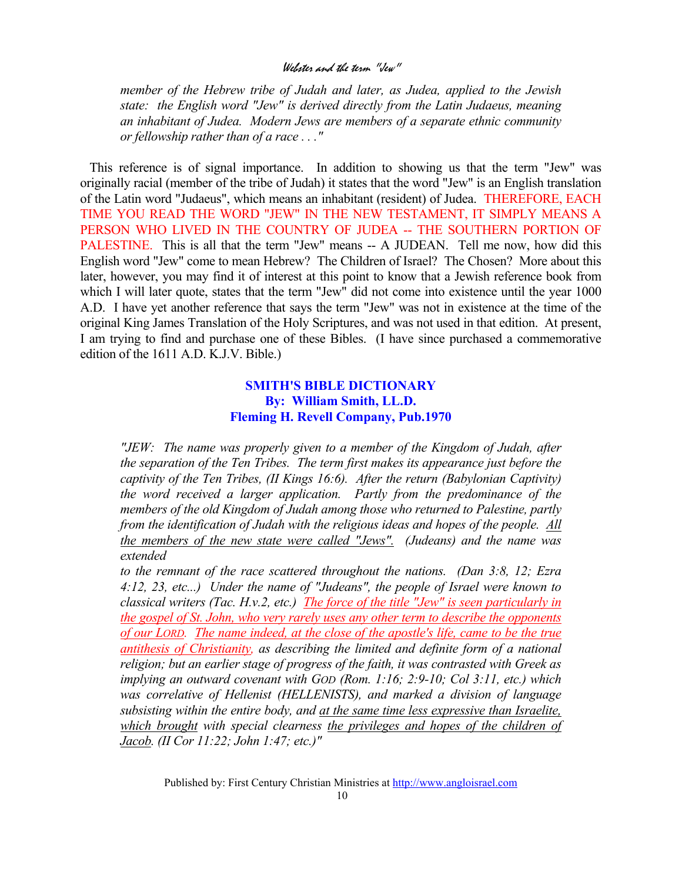*member of the Hebrew tribe of Judah and later, as Judea, applied to the Jewish state: the English word "Jew" is derived directly from the Latin Judaeus, meaning an inhabitant of Judea. Modern Jews are members of a separate ethnic community or fellowship rather than of a race . . ."*

This reference is of signal importance. In addition to showing us that the term "Jew" was originally racial (member of the tribe of Judah) it states that the word "Jew" is an English translation of the Latin word "Judaeus", which means an inhabitant (resident) of Judea. THEREFORE, EACH TIME YOU READ THE WORD "JEW" IN THE NEW TESTAMENT, IT SIMPLY MEANS A PERSON WHO LIVED IN THE COUNTRY OF JUDEA -- THE SOUTHERN PORTION OF PALESTINE. This is all that the term "Jew" means -- A JUDEAN. Tell me now, how did this English word "Jew" come to mean Hebrew? The Children of Israel? The Chosen? More about this later, however, you may find it of interest at this point to know that a Jewish reference book from which I will later quote, states that the term "Jew" did not come into existence until the year 1000 A.D. I have yet another reference that says the term "Jew" was not in existence at the time of the original King James Translation of the Holy Scriptures, and was not used in that edition. At present, I am trying to find and purchase one of these Bibles. (I have since purchased a commemorative edition of the 1611 A.D. K.J.V. Bible.)

**SMITH'S BIBLE DICTIONARY**
**By: William Smith, LL.D.**
**Fleming H. Revell Company, Pub.1970**

*"JEW: The name was properly given to a member of the Kingdom of Judah, after the separation of the Ten Tribes. The term first makes its appearance just before the captivity of the Ten Tribes, (II Kings 16:6). After the return (Babylonian Captivity) the word received a larger application. Partly from the predominance of the members of the old Kingdom of Judah among those who returned to Palestine, partly from the identification of Judah with the religious ideas and hopes of the people. <u>All the members of the new state were called "Jews".</u> (Judeans) and the name was extended to the remnant of the race scattered throughout the nations. (Dan 3:8, 12; Ezra 4:12, 23, etc...) Under the name of "Judeans", the people of Israel were known to classical writers (Tac. H.v.2, etc.) <u>The force of the title "Jew" is seen particularly in the gospel of St. John, who very rarely uses any other term to describe the opponents of our LORD.</u> <u>The name indeed, at the close of the apostle's life, came to be the true antithesis of Christianity,</u> as describing the limited and definite form of a national religion; but an earlier stage of progress of the faith, it was contrasted with Greek as implying an outward covenant with GOD (Rom. 1:16; 2:9-10; Col 3:11, etc.) which was correlative of Hellenist (HELLENISTS), and marked a division of language subsisting within the entire body, and <u>at the same time less expressive than Israelite, which brought</u> with special clearness <u>the privileges and hopes of the children of Jacob</u>. (II Cor 11:22; John 1:47; etc.)"*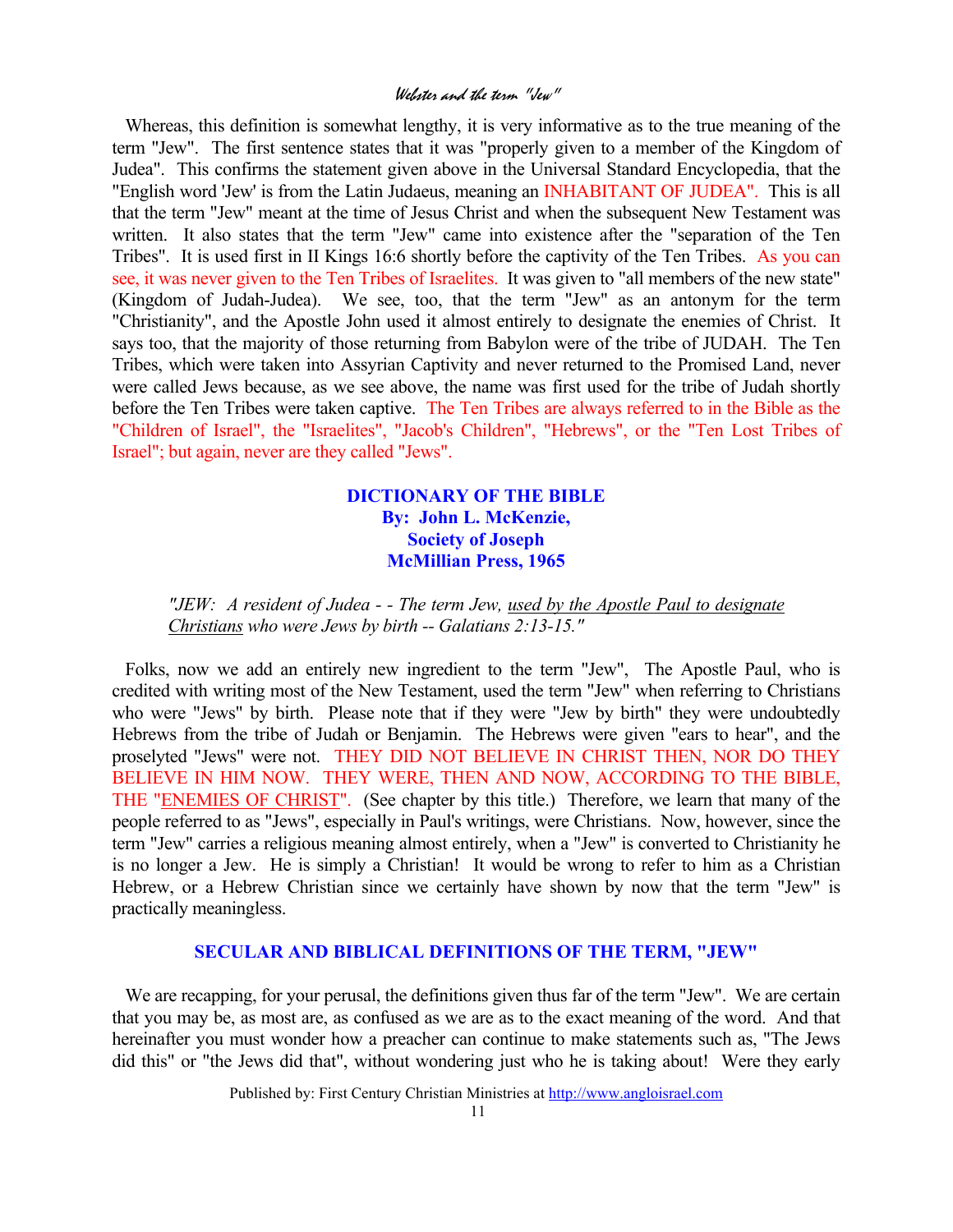Whereas, this definition is somewhat lengthy, it is very informative as to the true meaning of the term "Jew". The first sentence states that it was "properly given to a member of the Kingdom of Judea". This confirms the statement given above in the Universal Standard Encyclopedia, that the "English word 'Jew' is from the Latin Judaeus, meaning an INHABITANT OF JUDEA". This is all that the term "Jew" meant at the time of Jesus Christ and when the subsequent New Testament was written. It also states that the term "Jew" came into existence after the "separation of the Ten Tribes". It is used first in II Kings 16:6 shortly before the captivity of the Ten Tribes. As you can see, it was never given to the Ten Tribes of Israelites. It was given to "all members of the new state" (Kingdom of Judah-Judea). We see, too, that the term "Jew" as an antonym for the term "Christianity", and the Apostle John used it almost entirely to designate the enemies of Christ. It says too, that the majority of those returning from Babylon were of the tribe of JUDAH. The Ten Tribes, which were taken into Assyrian Captivity and never returned to the Promised Land, never were called Jews because, as we see above, the name was first used for the tribe of Judah shortly before the Ten Tribes were taken captive. The Ten Tribes are always referred to in the Bible as the "Children of Israel", the "Israelites", "Jacob's Children", "Hebrews", or the "Ten Lost Tribes of Israel"; but again, never are they called "Jews".

**DICTIONARY OF THE BIBLE**
**By: John L. McKenzie,**
**Society of Joseph**
**McMillian Press, 1965**

> *"JEW: A resident of Judea - - The term Jew, used by the Apostle Paul to designate Christians who were Jews by birth -- Galatians 2:13-15."*

Folks, now we add an entirely new ingredient to the term "Jew", The Apostle Paul, who is credited with writing most of the New Testament, used the term "Jew" when referring to Christians who were "Jews" by birth. Please note that if they were "Jew by birth" they were undoubtedly Hebrews from the tribe of Judah or Benjamin. The Hebrews were given "ears to hear", and the proselyted "Jews" were not. THEY DID NOT BELIEVE IN CHRIST THEN, NOR DO THEY BELIEVE IN HIM NOW. THEY WERE, THEN AND NOW, ACCORDING TO THE BIBLE, THE "ENEMIES OF CHRIST". (See chapter by this title.) Therefore, we learn that many of the people referred to as "Jews", especially in Paul's writings, were Christians. Now, however, since the term "Jew" carries a religious meaning almost entirely, when a "Jew" is converted to Christianity he is no longer a Jew. He is simply a Christian! It would be wrong to refer to him as a Christian Hebrew, or a Hebrew Christian since we certainly have shown by now that the term "Jew" is practically meaningless.

## SECULAR AND BIBLICAL DEFINITIONS OF THE TERM, "JEW"

We are recapping, for your perusal, the definitions given thus far of the term "Jew". We are certain that you may be, as most are, as confused as we are as to the exact meaning of the word. And that hereinafter you must wonder how a preacher can continue to make statements such as, "The Jews did this" or "the Jews did that", without wondering just who he is taking about! Were they early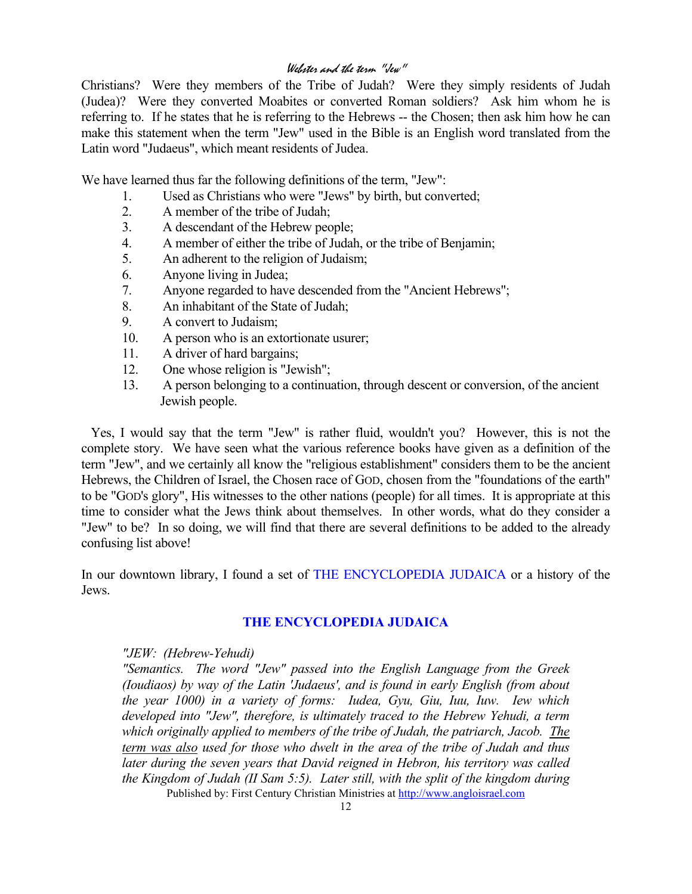Christians? Were they members of the Tribe of Judah? Were they simply residents of Judah (Judea)? Were they converted Moabites or converted Roman soldiers? Ask him whom he is referring to. If he states that he is referring to the Hebrews -- the Chosen; then ask him how he can make this statement when the term "Jew" used in the Bible is an English word translated from the Latin word "Judaeus", which meant residents of Judea.

We have learned thus far the following definitions of the term, "Jew":

1. Used as Christians who were "Jews" by birth, but converted;
2. A member of the tribe of Judah;
3. A descendant of the Hebrew people;
4. A member of either the tribe of Judah, or the tribe of Benjamin;
5. An adherent to the religion of Judaism;
6. Anyone living in Judea;
7. Anyone regarded to have descended from the "Ancient Hebrews";
8. An inhabitant of the State of Judah;
9. A convert to Judaism;
10. A person who is an extortionate usurer;
11. A driver of hard bargains;
12. One whose religion is "Jewish";
13. A person belonging to a continuation, through descent or conversion, of the ancient Jewish people.

Yes, I would say that the term "Jew" is rather fluid, wouldn't you? However, this is not the complete story. We have seen what the various reference books have given as a definition of the term "Jew", and we certainly all know the "religious establishment" considers them to be the ancient Hebrews, the Children of Israel, the Chosen race of GOD, chosen from the "foundations of the earth" to be "GOD's glory", His witnesses to the other nations (people) for all times. It is appropriate at this time to consider what the Jews think about themselves. In other words, what do they consider a "Jew" to be? In so doing, we will find that there are several definitions to be added to the already confusing list above!

In our downtown library, I found a set of THE ENCYCLOPEDIA JUDAICA or a history of the Jews.

## THE ENCYCLOPEDIA JUDAICA

*"JEW: (Hebrew-Yehudi)*

*"Semantics. The word "Jew" passed into the English Language from the Greek (Ioudiaos) by way of the Latin 'Judaeus', and is found in early English (from about the year 1000) in a variety of forms: Iudea, Gyu, Giu, Iuu, Iuw. Iew which developed into "Jew", therefore, is ultimately traced to the Hebrew Yehudi, a term which originally applied to members of the tribe of Judah, the patriarch, Jacob. <u>The term was also</u> used for those who dwelt in the area of the tribe of Judah and thus later during the seven years that David reigned in Hebron, his territory was called the Kingdom of Judah (II Sam 5:5). Later still, with the split of the kingdom during*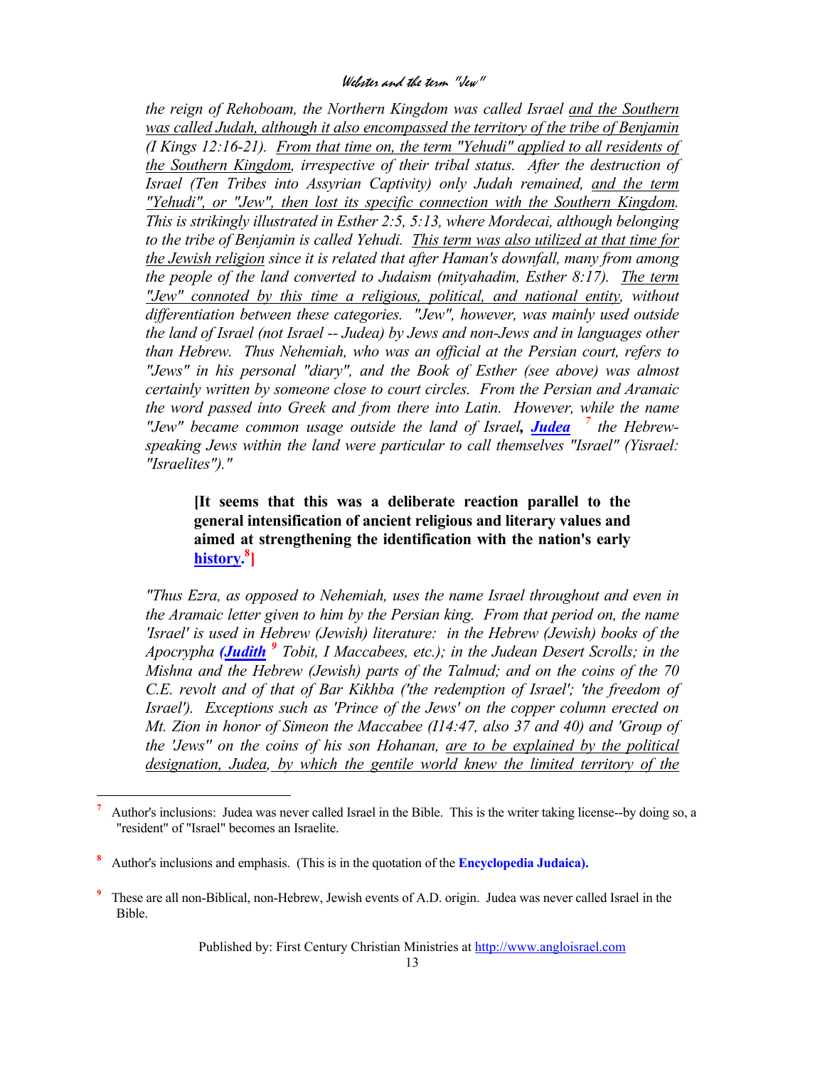*the reign of Rehoboam, the Northern Kingdom was called Israel <u>and the Southern was called Judah, although it also encompassed the territory of the tribe of Benjamin</u> (I Kings 12:16-21). <u>From that time on, the term "Yehudi" applied to all residents of the Southern Kingdom</u>, irrespective of their tribal status. After the destruction of Israel (Ten Tribes into Assyrian Captivity) only Judah remained, <u>and the term "Yehudi", or "Jew", then lost its specific connection with the Southern Kingdom</u>. This is strikingly illustrated in Esther 2:5, 5:13, where Mordecai, although belonging to the tribe of Benjamin is called Yehudi. <u>This term was also utilized at that time for the Jewish religion</u> since it is related that after Haman's downfall, many from among the people of the land converted to Judaism (mityahadim, Esther 8:17). <u>The term "Jew" connoted by this time a religious, political, and national entity</u>, without differentiation between these categories. "Jew", however, was mainly used outside the land of Israel (not Israel -- Judea) by Jews and non-Jews and in languages other than Hebrew. Thus Nehemiah, who was an official at the Persian court, refers to "Jews" in his personal "diary", and the Book of Esther (see above) was almost certainly written by someone close to court circles. From the Persian and Aramaic the word passed into Greek and from there into Latin. However, while the name "Jew" became common usage outside the land of Israel*, ***Judea*** [7] *the Hebrew-speaking Jews within the land were particular to call themselves "Israel" (Yisrael: "Israelites")."*

> **[It seems that this was a deliberate reaction parallel to the general intensification of ancient religious and literary values and aimed at strengthening the identification with the nation's early history.[8]]**

*"Thus Ezra, as opposed to Nehemiah, uses the name Israel throughout and even in the Aramaic letter given to him by the Persian king. From that period on, the name 'Israel' is used in Hebrew (Jewish) literature: in the Hebrew (Jewish) books of the Apocrypha* ***(Judith*** [9] *Tobit, I Maccabees, etc.); in the Judean Desert Scrolls; in the Mishna and the Hebrew (Jewish) parts of the Talmud; and on the coins of the 70 C.E. revolt and of that of Bar Kikhba ('the redemption of Israel'; 'the freedom of Israel'). Exceptions such as 'Prince of the Jews' on the copper column erected on Mt. Zion in honor of Simeon the Maccabee (I14:47, also 37 and 40) and 'Group of the 'Jews" on the coins of his son Hohanan, <u>are to be explained by the political designation, Judea, by which the gentile world knew the limited territory of the</u>*

---

[7] Author's inclusions: Judea was never called Israel in the Bible. This is the writer taking license--by doing so, a "resident" of "Israel" becomes an Israelite.

[8] Author's inclusions and emphasis. (This is in the quotation of the **Encyclopedia Judaica).**

[9] These are all non-Biblical, non-Hebrew, Jewish events of A.D. origin. Judea was never called Israel in the Bible.

Published by: First Century Christian Ministries at http://www.angloisrael.com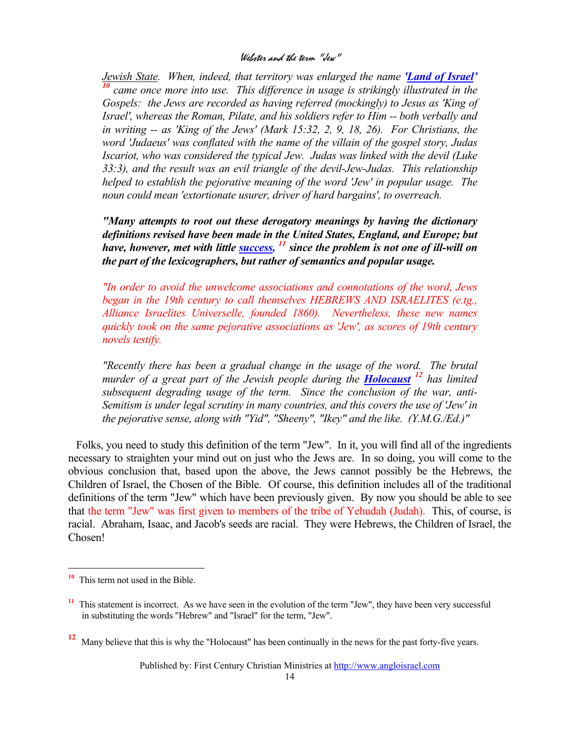*Jewish State. When, indeed, that territory was enlarged the name **'Land of Israel'** [10] came once more into use. This difference in usage is strikingly illustrated in the Gospels: the Jews are recorded as having referred (mockingly) to Jesus as 'King of Israel', whereas the Roman, Pilate, and his soldiers refer to Him -- both verbally and in writing -- as 'King of the Jews' (Mark 15:32, 2, 9, 18, 26). For Christians, the word 'Judaeus' was conflated with the name of the villain of the gospel story, Judas Iscariot, who was considered the typical Jew. Judas was linked with the devil (Luke 33:3), and the result was an evil triangle of the devil-Jew-Judas. This relationship helped to establish the pejorative meaning of the word 'Jew' in popular usage. The noun could mean 'extortionate usurer, driver of hard bargains', to overreach.*

***"Many attempts to root out these derogatory meanings by having the dictionary definitions revised have been made in the United States, England, and Europe; but have, however, met with little success, [11] since the problem is not one of ill-will on the part of the lexicographers, but rather of semantics and popular usage.***

*"In order to avoid the unwelcome associations and connotations of the word, Jews began in the 19th century to call themselves HEBREWS AND ISRAELITES (e.tg., Alliance Israelites Universelle, founded 1860). Nevertheless, these new names quickly took on the same pejorative associations as 'Jew', as scores of 19th century novels testify.*

*"Recently there has been a gradual change in the usage of the word. The brutal murder of a great part of the Jewish people during the **Holocaust** [12] has limited subsequent degrading usage of the term. Since the conclusion of the war, anti-Semitism is under legal scrutiny in many countries, and this covers the use of 'Jew' in the pejorative sense, along with "Yid", "Sheeny", "Ikey" and the like. (Y.M.G./Ed.)"*

Folks, you need to study this definition of the term "Jew". In it, you will find all of the ingredients necessary to straighten your mind out on just who the Jews are. In so doing, you will come to the obvious conclusion that, based upon the above, the Jews cannot possibly be the Hebrews, the Children of Israel, the Chosen of the Bible. Of course, this definition includes all of the traditional definitions of the term "Jew" which have been previously given. By now you should be able to see that the term "Jew" was first given to members of the tribe of Yehudah (Judah). This, of course, is racial. Abraham, Isaac, and Jacob's seeds are racial. They were Hebrews, the Children of Israel, the Chosen!

---

[10] This term not used in the Bible.

[11] This statement is incorrect. As we have seen in the evolution of the term "Jew", they have been very successful in substituting the words "Hebrew" and "Israel" for the term, "Jew".

[12] Many believe that this is why the "Holocaust" has been continually in the news for the past forty-five years.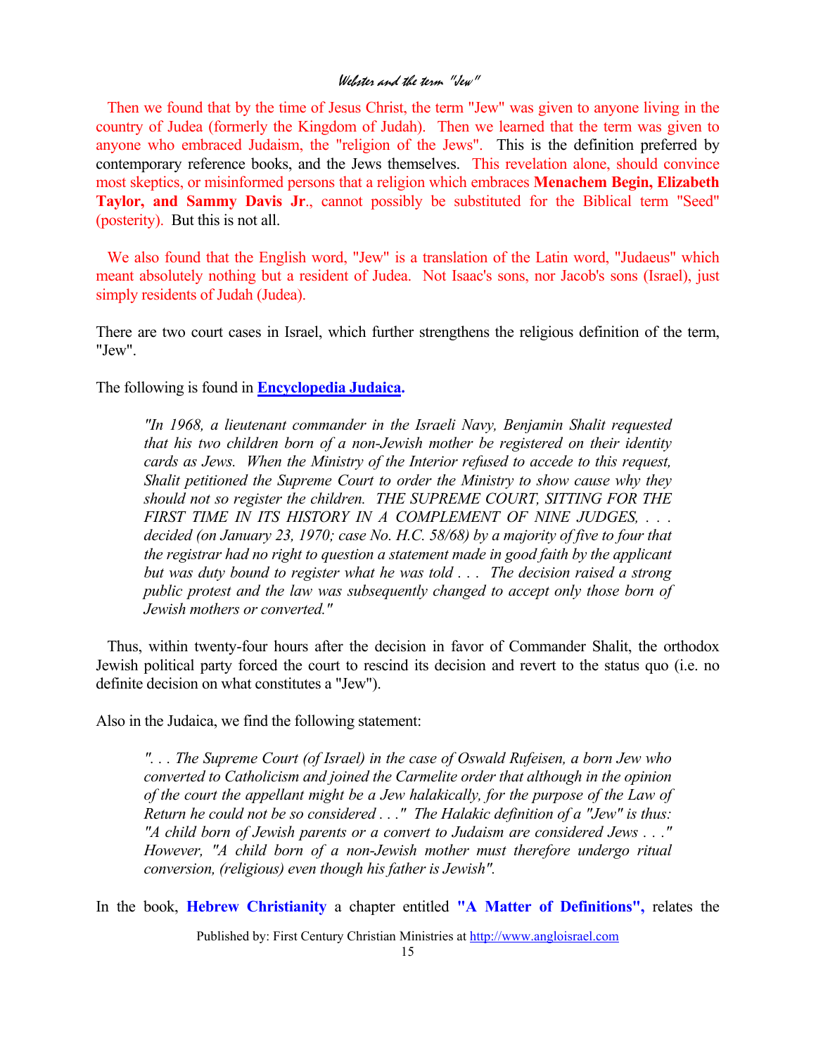Then we found that by the time of Jesus Christ, the term "Jew" was given to anyone living in the country of Judea (formerly the Kingdom of Judah). Then we learned that the term was given to anyone who embraced Judaism, the "religion of the Jews". This is the definition preferred by contemporary reference books, and the Jews themselves. This revelation alone, should convince most skeptics, or misinformed persons that a religion which embraces **Menachem Begin, Elizabeth Taylor, and Sammy Davis Jr**., cannot possibly be substituted for the Biblical term "Seed" (posterity). But this is not all.

We also found that the English word, "Jew" is a translation of the Latin word, "Judaeus" which meant absolutely nothing but a resident of Judea. Not Isaac's sons, nor Jacob's sons (Israel), just simply residents of Judah (Judea).

There are two court cases in Israel, which further strengthens the religious definition of the term, "Jew".

The following is found in **Encyclopedia Judaica.**

> *"In 1968, a lieutenant commander in the Israeli Navy, Benjamin Shalit requested that his two children born of a non-Jewish mother be registered on their identity cards as Jews. When the Ministry of the Interior refused to accede to this request, Shalit petitioned the Supreme Court to order the Ministry to show cause why they should not so register the children. THE SUPREME COURT, SITTING FOR THE FIRST TIME IN ITS HISTORY IN A COMPLEMENT OF NINE JUDGES, . . . decided (on January 23, 1970; case No. H.C. 58/68) by a majority of five to four that the registrar had no right to question a statement made in good faith by the applicant but was duty bound to register what he was told . . . The decision raised a strong public protest and the law was subsequently changed to accept only those born of Jewish mothers or converted."*

Thus, within twenty-four hours after the decision in favor of Commander Shalit, the orthodox Jewish political party forced the court to rescind its decision and revert to the status quo (i.e. no definite decision on what constitutes a "Jew").

Also in the Judaica, we find the following statement:

> *". . . The Supreme Court (of Israel) in the case of Oswald Rufeisen, a born Jew who converted to Catholicism and joined the Carmelite order that although in the opinion of the court the appellant might be a Jew halakically, for the purpose of the Law of Return he could not be so considered . . ." The Halakic definition of a "Jew" is thus: "A child born of Jewish parents or a convert to Judaism are considered Jews . . ." However, "A child born of a non-Jewish mother must therefore undergo ritual conversion, (religious) even though his father is Jewish".*

In the book, **Hebrew Christianity** a chapter entitled **"A Matter of Definitions",** relates the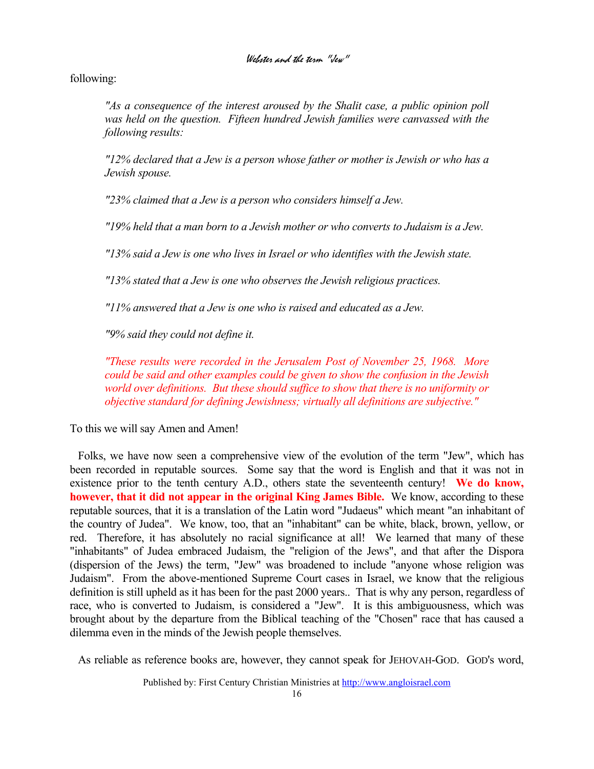following:

> *"As a consequence of the interest aroused by the Shalit case, a public opinion poll was held on the question. Fifteen hundred Jewish families were canvassed with the following results:*
>
> *"12% declared that a Jew is a person whose father or mother is Jewish or who has a Jewish spouse.*
>
> *"23% claimed that a Jew is a person who considers himself a Jew.*
>
> *"19% held that a man born to a Jewish mother or who converts to Judaism is a Jew.*
>
> *"13% said a Jew is one who lives in Israel or who identifies with the Jewish state.*
>
> *"13% stated that a Jew is one who observes the Jewish religious practices.*
>
> *"11% answered that a Jew is one who is raised and educated as a Jew.*
>
> *"9% said they could not define it.*
>
> *"These results were recorded in the Jerusalem Post of November 25, 1968. More could be said and other examples could be given to show the confusion in the Jewish world over definitions. But these should suffice to show that there is no uniformity or objective standard for defining Jewishness; virtually all definitions are subjective."*

To this we will say Amen and Amen!

Folks, we have now seen a comprehensive view of the evolution of the term "Jew", which has been recorded in reputable sources. Some say that the word is English and that it was not in existence prior to the tenth century A.D., others state the seventeenth century! **We do know, however, that it did not appear in the original King James Bible.** We know, according to these reputable sources, that it is a translation of the Latin word "Judaeus" which meant "an inhabitant of the country of Judea". We know, too, that an "inhabitant" can be white, black, brown, yellow, or red. Therefore, it has absolutely no racial significance at all! We learned that many of these "inhabitants" of Judea embraced Judaism, the "religion of the Jews", and that after the Dispora (dispersion of the Jews) the term, "Jew" was broadened to include "anyone whose religion was Judaism". From the above-mentioned Supreme Court cases in Israel, we know that the religious definition is still upheld as it has been for the past 2000 years.. That is why any person, regardless of race, who is converted to Judaism, is considered a "Jew". It is this ambiguousness, which was brought about by the departure from the Biblical teaching of the "Chosen" race that has caused a dilemma even in the minds of the Jewish people themselves.

As reliable as reference books are, however, they cannot speak for JEHOVAH-GOD. GOD's word,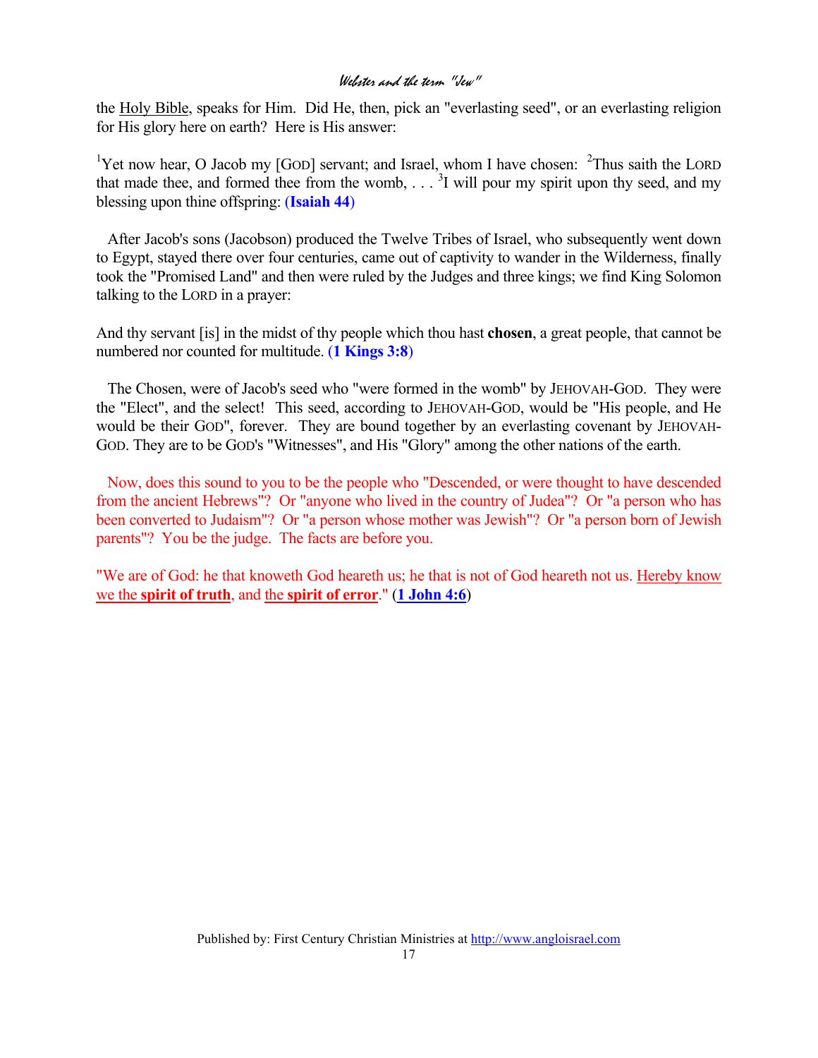the Holy Bible, speaks for Him. Did He, then, pick an "everlasting seed", or an everlasting religion for His glory here on earth? Here is His answer:

[1]Yet now hear, O Jacob my [GOD] servant; and Israel, whom I have chosen: [2]Thus saith the LORD that made thee, and formed thee from the womb, . . . [3]I will pour my spirit upon thy seed, and my blessing upon thine offspring: **(Isaiah 44)**

After Jacob's sons (Jacobson) produced the Twelve Tribes of Israel, who subsequently went down to Egypt, stayed there over four centuries, came out of captivity to wander in the Wilderness, finally took the "Promised Land" and then were ruled by the Judges and three kings; we find King Solomon talking to the LORD in a prayer:

And thy servant [is] in the midst of thy people which thou hast **chosen**, a great people, that cannot be numbered nor counted for multitude. **(1 Kings 3:8)**

The Chosen, were of Jacob's seed who "were formed in the womb" by JEHOVAH-GOD. They were the "Elect", and the select! This seed, according to JEHOVAH-GOD, would be "His people, and He would be their GOD", forever. They are bound together by an everlasting covenant by JEHOVAH-GOD. They are to be GOD's "Witnesses", and His "Glory" among the other nations of the earth.

Now, does this sound to you to be the people who "Descended, or were thought to have descended from the ancient Hebrews"? Or "anyone who lived in the country of Judea"? Or "a person who has been converted to Judaism"? Or "a person whose mother was Jewish"? Or "a person born of Jewish parents"? You be the judge. The facts are before you.

"We are of God: he that knoweth God heareth us; he that is not of God heareth not us. Hereby know we the **spirit of truth**, and the **spirit of error**." (**1 John 4:6**)

Published by: First Century Christian Ministries at http://www.angloisrael.com